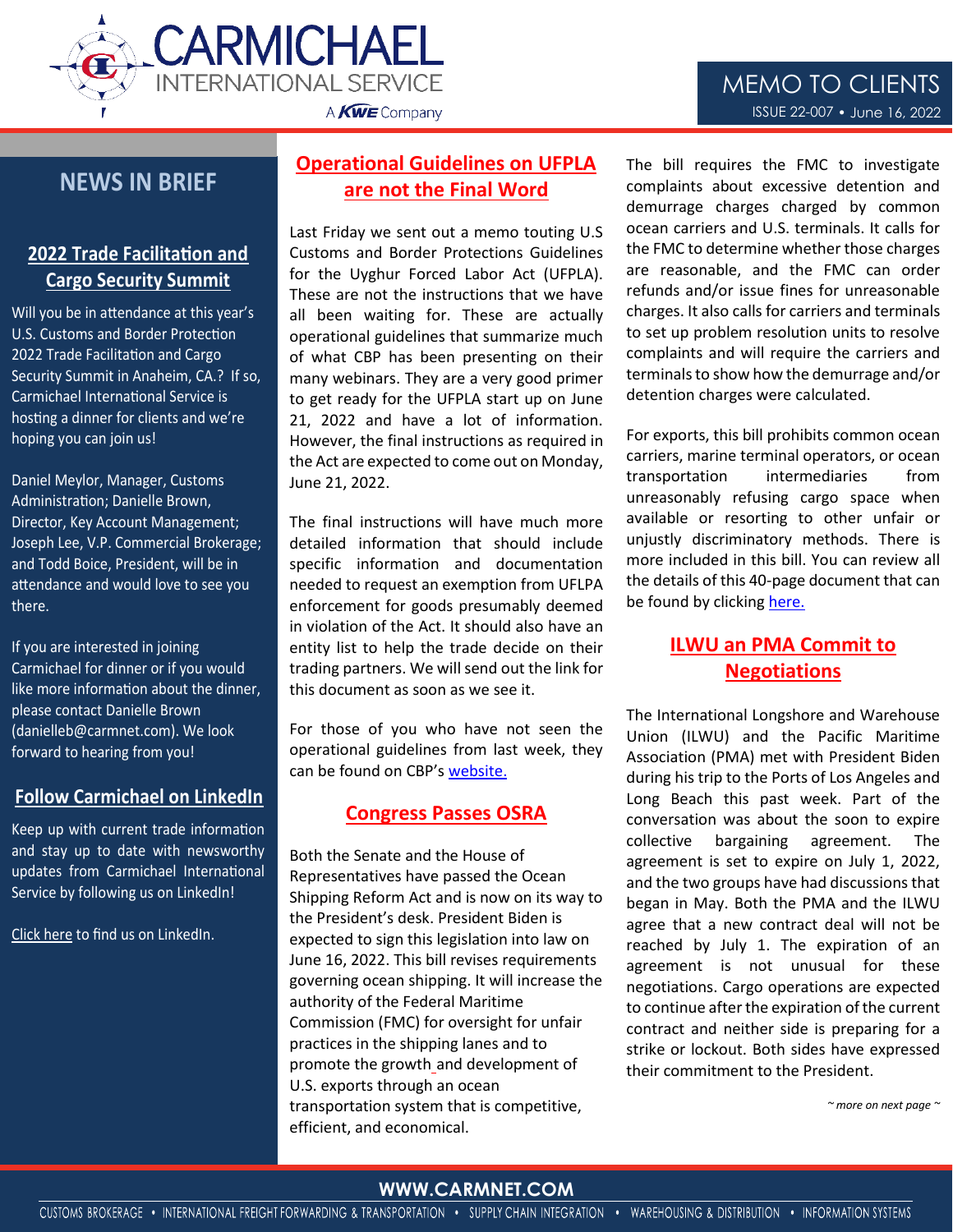# CARMICHAEL INTERNATIONAL SERVICE

A KWE Company

## MEMO TO CLIENTS

ISSUE 22-007 • June 16, 2022

## NEWS IN BRIEF

### 2022 Trade Facilitation and Cargo Security Summit

Will you be in attendance at this year's U.S. Customs and Border Protection 2022 Trade Facilitation and Cargo Security Summit in Anaheim, CA.? If so, Carmichael International Service is hosting a dinner for clients and we're hoping you can join us!

Daniel Meylor, Manager, Customs Administration; Danielle Brown, Director, Key Account Management; Joseph Lee, V.P. Commercial Brokerage; and Todd Boice, President, will be in attendance and would love to see you there.

If you are interested in joining Carmichael for dinner or if you would like more information about the dinner, please contact Danielle Brown (danielleb@carmnet.com). We look forward to hearing from you!

### Follow Carmichael on LinkedIn

Keep up with current trade information and stay up to date with newsworthy updates from Carmichael International Service by following us on LinkedIn!

Click here to find us on LinkedIn.

## Operational Guidelines on UFPLA are not the Final Word

Last Friday we sent out a memo touting U.S Customs and Border Protections Guidelines for the Uyghur Forced Labor Act (UFPLA). These are not the instructions that we have all been waiting for. These are actually operational guidelines that summarize much of what CBP has been presenting on their many webinars. They are a very good primer to get ready for the UFPLA start up on June 21, 2022 and have a lot of information. However, the final instructions as required in the Act are expected to come out on Monday, June 21, 2022.

The final instructions will have much more detailed information that should include specific information and documentation needed to request an exemption from UFLPA enforcement for goods presumably deemed in violation of the Act. It should also have an entity list to help the trade decide on their trading partners. We will send out the link for this document as soon as we see it.

For those of you who have not seen the operational guidelines from last week, they can be found on CBP's website.

## Congress Passes OSRA

Both the Senate and the House of Representatives have passed the Ocean Shipping Reform Act and is now on its way to the President's desk. President Biden is expected to sign this legislation into law on June 16, 2022. This bill revises requirements governing ocean shipping. It will increase the authority of the Federal Maritime Commission (FMC) for oversight for unfair practices in the shipping lanes and to promote the growth and development of U.S. exports through an ocean transportation system that is competitive, efficient, and economical.

The bill requires the FMC to investigate complaints about excessive detention and demurrage charges charged by common ocean carriers and U.S. terminals. It calls for the FMC to determine whether those charges are reasonable, and the FMC can order refunds and/or issue fines for unreasonable charges. It also calls for carriers and terminals to set up problem resolution units to resolve complaints and will require the carriers and terminals to show how the demurrage and/or detention charges were calculated.

For exports, this bill prohibits common ocean carriers, marine terminal operators, or ocean transportation intermediaries from unreasonably refusing cargo space when available or resorting to other unfair or unjustly discriminatory methods. There is more included in this bill. You can review all the details of this 40-page document that can be found by clicking here.

## ILWU an PMA Commit to Negotiations

The International Longshore and Warehouse Union (ILWU) and the Pacific Maritime Association (PMA) met with President Biden during his trip to the Ports of Los Angeles and Long Beach this past week. Part of the conversation was about the soon to expire collective bargaining agreement. The agreement is set to expire on July 1, 2022, and the two groups have had discussions that began in May. Both the PMA and the ILWU agree that a new contract deal will not be reached by July 1. The expiration of an agreement is not unusual for these negotiations. Cargo operations are expected to continue after the expiration of the current contract and neither side is preparing for a strike or lockout. Both sides have expressed their commitment to the President.

*~ more on next page ~*

WWW.CARMNET.COM

CUSTOMS BROKERAGE • INTERNATIONAL FREIGHT FORWARDING & TRANSPORTATION • SUPPLY CHAIN INTEGRATION • WAREHOUSING & DISTRIBUTION • INFORMATION SYSTEMS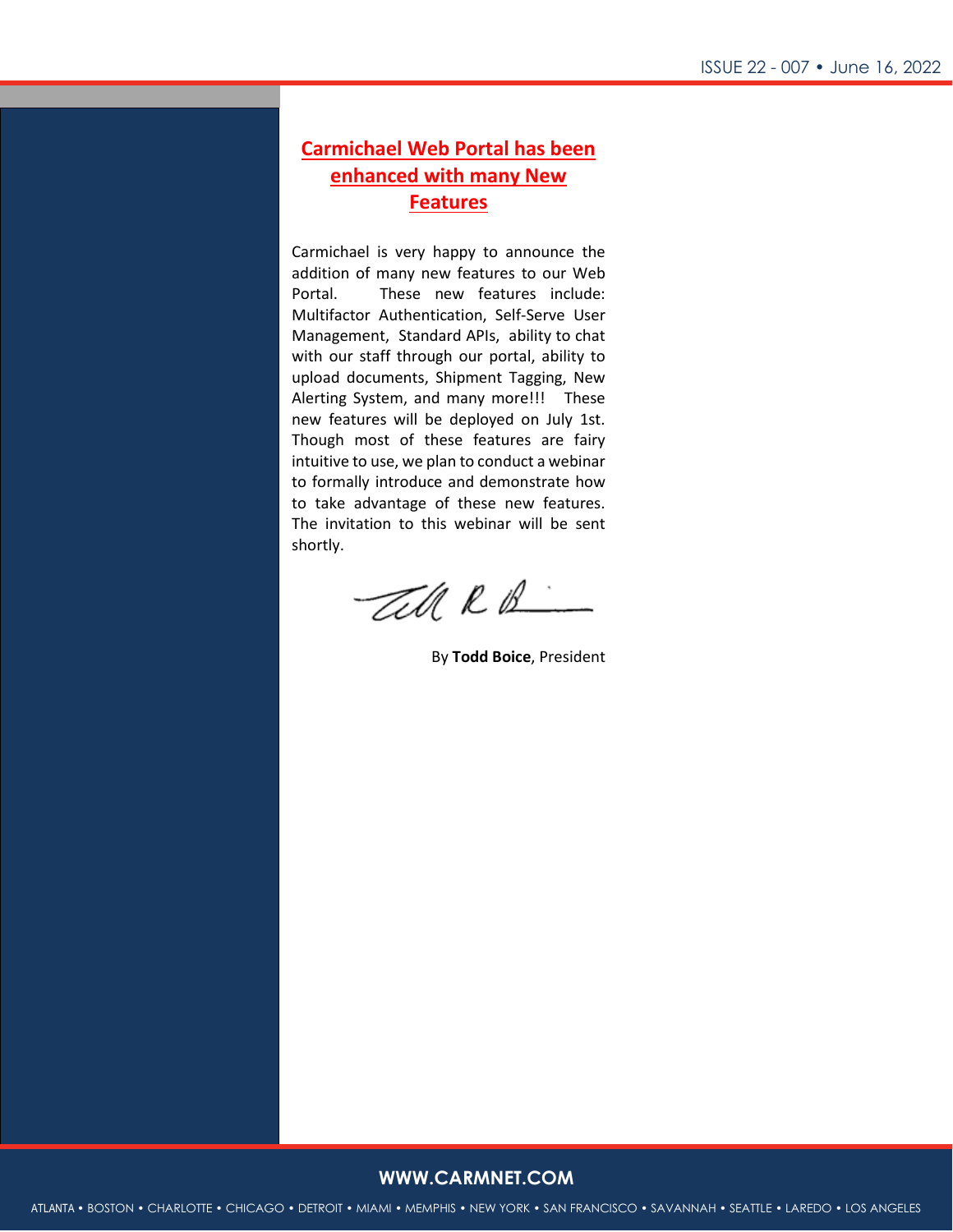## Carmichael Web Portal has been enhanced with many New Features

Carmichael is very happy to announce the addition of many new features to our Web Portal. These new features include: Multifactor Authentication, Self-Serve User Management, Standard APIs, ability to chat with our staff through our portal, ability to upload documents, Shipment Tagging, New Alerting System, and many more!!! These new features will be deployed on July 1st. Though most of these features are fairy intuitive to use, we plan to conduct a webinar to formally introduce and demonstrate how to take advantage of these new features. The invitation to this webinar will be sent shortly.

By **Todd Boice**, President

**WWW.CARMNET.COM**

ATLANTA • BOSTON • CHARLOTTE • CHICAGO • DETROIT • MIAMI • MEMPHIS • NEW YORK • SAN FRANCISCO • SAVANNAH • SEATTLE • LAREDO • LOS ANGELES